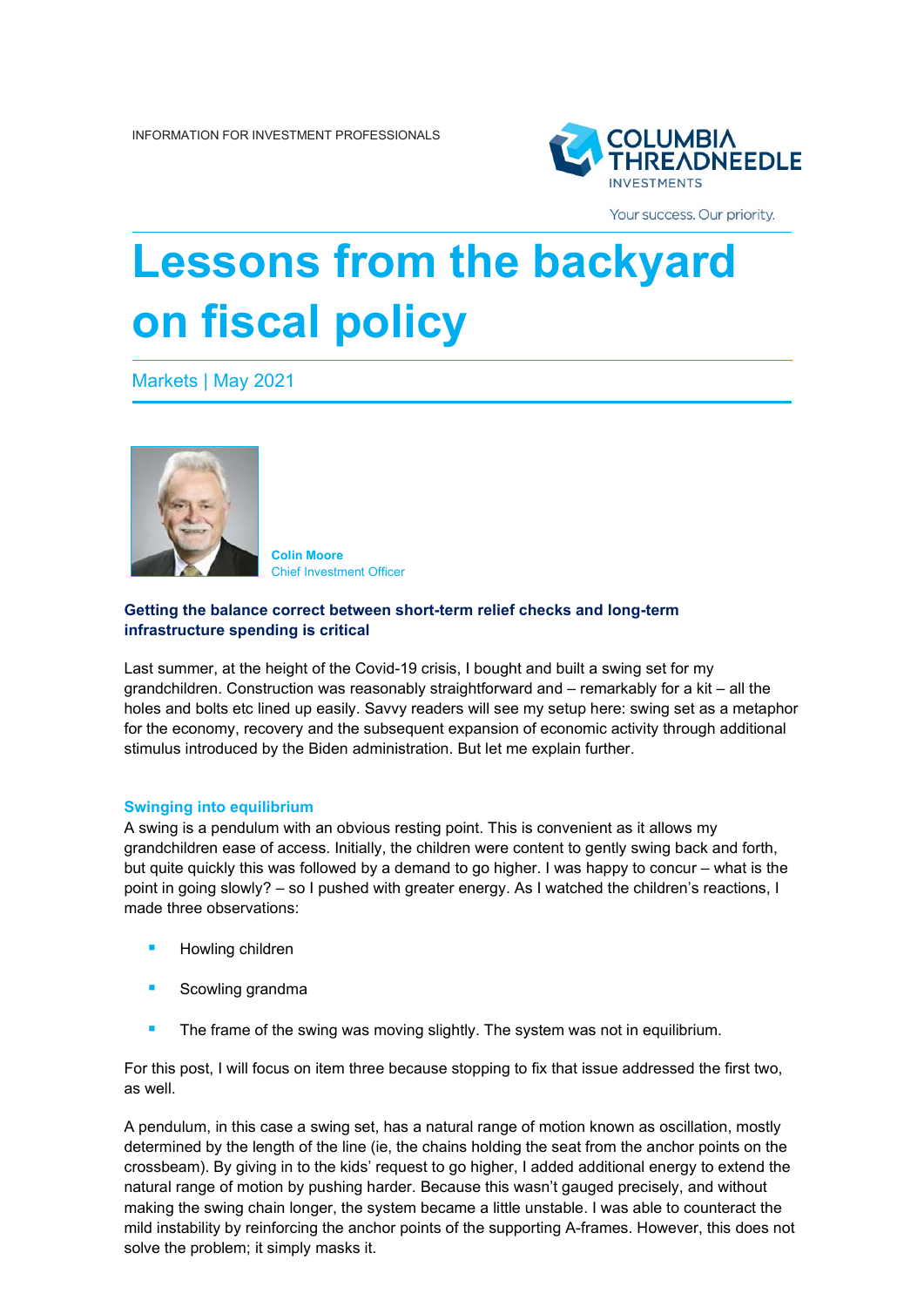INFORMATION FOR INVESTMENT PROFESSIONALS

# Lessons from the backyard on fiscal policy

Markets | May 2021

**Colin Moore**
Chief Investment Officer

**Getting the balance correct between short-term relief checks and long-term infrastructure spending is critical**

Last summer, at the height of the Covid-19 crisis, I bought and built a swing set for my grandchildren. Construction was reasonably straightforward and – remarkably for a kit – all the holes and bolts etc lined up easily. Savvy readers will see my setup here: swing set as a metaphor for the economy, recovery and the subsequent expansion of economic activity through additional stimulus introduced by the Biden administration. But let me explain further.

## Swinging into equilibrium

A swing is a pendulum with an obvious resting point. This is convenient as it allows my grandchildren ease of access. Initially, the children were content to gently swing back and forth, but quite quickly this was followed by a demand to go higher. I was happy to concur – what is the point in going slowly? – so I pushed with greater energy. As I watched the children's reactions, I made three observations:

- Howling children
- Scowling grandma
- The frame of the swing was moving slightly. The system was not in equilibrium.

For this post, I will focus on item three because stopping to fix that issue addressed the first two, as well.

A pendulum, in this case a swing set, has a natural range of motion known as oscillation, mostly determined by the length of the line (ie, the chains holding the seat from the anchor points on the crossbeam). By giving in to the kids' request to go higher, I added additional energy to extend the natural range of motion by pushing harder. Because this wasn't gauged precisely, and without making the swing chain longer, the system became a little unstable. I was able to counteract the mild instability by reinforcing the anchor points of the supporting A-frames. However, this does not solve the problem; it simply masks it.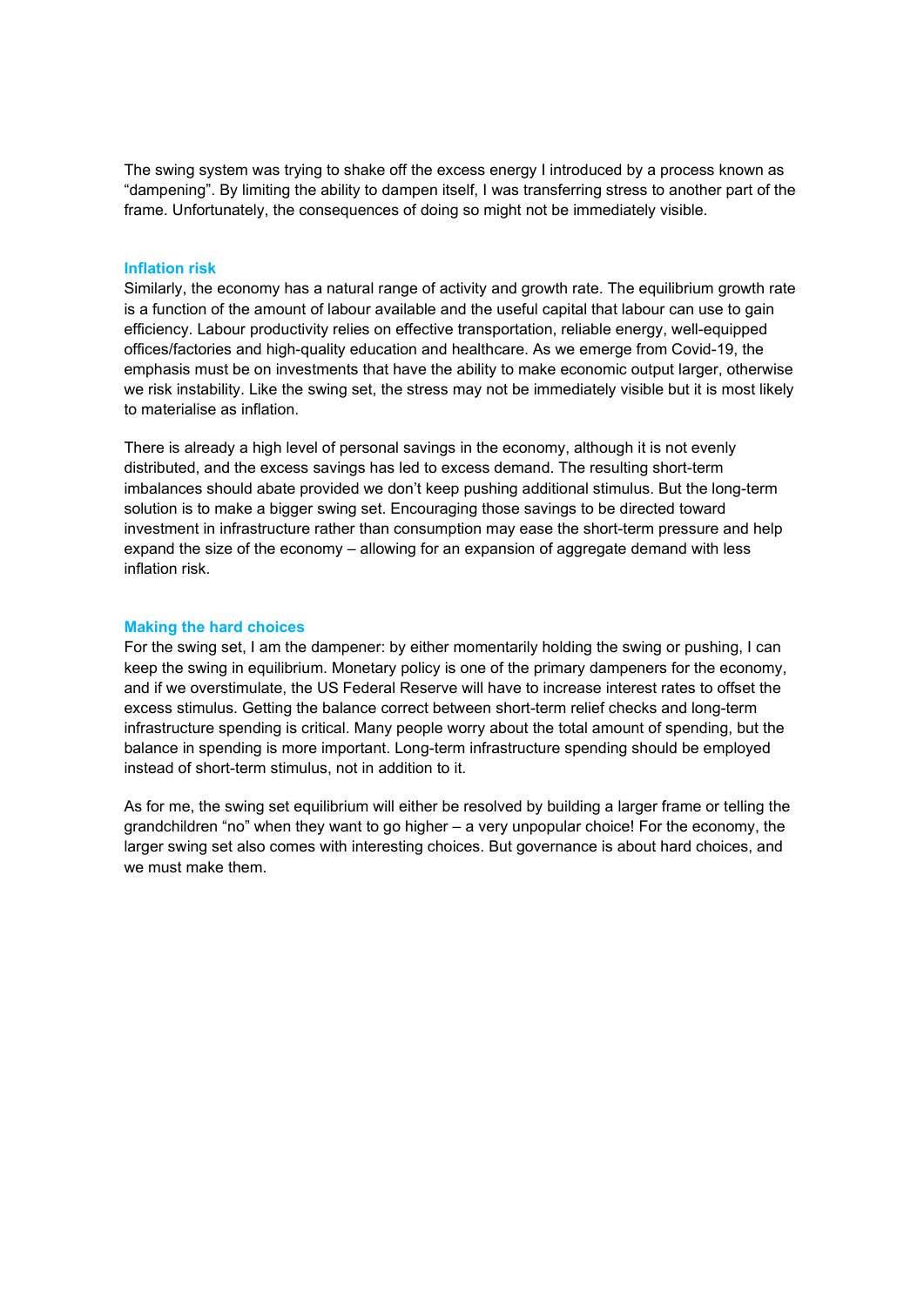The swing system was trying to shake off the excess energy I introduced by a process known as "dampening". By limiting the ability to dampen itself, I was transferring stress to another part of the frame. Unfortunately, the consequences of doing so might not be immediately visible.

### Inflation risk

Similarly, the economy has a natural range of activity and growth rate. The equilibrium growth rate is a function of the amount of labour available and the useful capital that labour can use to gain efficiency. Labour productivity relies on effective transportation, reliable energy, well-equipped offices/factories and high-quality education and healthcare. As we emerge from Covid-19, the emphasis must be on investments that have the ability to make economic output larger, otherwise we risk instability. Like the swing set, the stress may not be immediately visible but it is most likely to materialise as inflation.

There is already a high level of personal savings in the economy, although it is not evenly distributed, and the excess savings has led to excess demand. The resulting short-term imbalances should abate provided we don't keep pushing additional stimulus. But the long-term solution is to make a bigger swing set. Encouraging those savings to be directed toward investment in infrastructure rather than consumption may ease the short-term pressure and help expand the size of the economy – allowing for an expansion of aggregate demand with less inflation risk.

### Making the hard choices

For the swing set, I am the dampener: by either momentarily holding the swing or pushing, I can keep the swing in equilibrium. Monetary policy is one of the primary dampeners for the economy, and if we overstimulate, the US Federal Reserve will have to increase interest rates to offset the excess stimulus. Getting the balance correct between short-term relief checks and long-term infrastructure spending is critical. Many people worry about the total amount of spending, but the balance in spending is more important. Long-term infrastructure spending should be employed instead of short-term stimulus, not in addition to it.

As for me, the swing set equilibrium will either be resolved by building a larger frame or telling the grandchildren "no" when they want to go higher – a very unpopular choice! For the economy, the larger swing set also comes with interesting choices. But governance is about hard choices, and we must make them.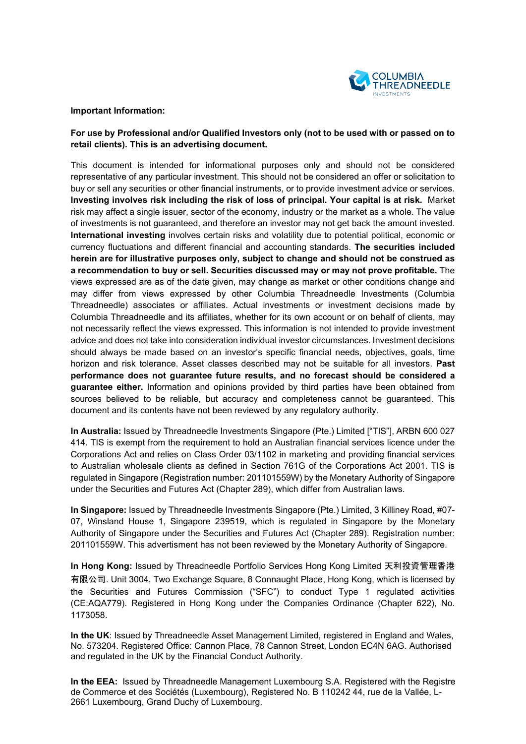**Important Information:**

**For use by Professional and/or Qualified Investors only (not to be used with or passed on to retail clients). This is an advertising document.**

This document is intended for informational purposes only and should not be considered representative of any particular investment. This should not be considered an offer or solicitation to buy or sell any securities or other financial instruments, or to provide investment advice or services. **Investing involves risk including the risk of loss of principal. Your capital is at risk.** Market risk may affect a single issuer, sector of the economy, industry or the market as a whole. The value of investments is not guaranteed, and therefore an investor may not get back the amount invested. **International investing** involves certain risks and volatility due to potential political, economic or currency fluctuations and different financial and accounting standards. **The securities included herein are for illustrative purposes only, subject to change and should not be construed as a recommendation to buy or sell. Securities discussed may or may not prove profitable.** The views expressed are as of the date given, may change as market or other conditions change and may differ from views expressed by other Columbia Threadneedle Investments (Columbia Threadneedle) associates or affiliates. Actual investments or investment decisions made by Columbia Threadneedle and its affiliates, whether for its own account or on behalf of clients, may not necessarily reflect the views expressed. This information is not intended to provide investment advice and does not take into consideration individual investor circumstances. Investment decisions should always be made based on an investor's specific financial needs, objectives, goals, time horizon and risk tolerance. Asset classes described may not be suitable for all investors. **Past performance does not guarantee future results, and no forecast should be considered a guarantee either.** Information and opinions provided by third parties have been obtained from sources believed to be reliable, but accuracy and completeness cannot be guaranteed. This document and its contents have not been reviewed by any regulatory authority.

**In Australia:** Issued by Threadneedle Investments Singapore (Pte.) Limited ["TIS"], ARBN 600 027 414. TIS is exempt from the requirement to hold an Australian financial services licence under the Corporations Act and relies on Class Order 03/1102 in marketing and providing financial services to Australian wholesale clients as defined in Section 761G of the Corporations Act 2001. TIS is regulated in Singapore (Registration number: 201101559W) by the Monetary Authority of Singapore under the Securities and Futures Act (Chapter 289), which differ from Australian laws.

**In Singapore:** Issued by Threadneedle Investments Singapore (Pte.) Limited, 3 Killiney Road, #07-07, Winsland House 1, Singapore 239519, which is regulated in Singapore by the Monetary Authority of Singapore under the Securities and Futures Act (Chapter 289). Registration number: 201101559W. This advertisment has not been reviewed by the Monetary Authority of Singapore.

**In Hong Kong:** Issued by Threadneedle Portfolio Services Hong Kong Limited 天利投資管理香港有限公司. Unit 3004, Two Exchange Square, 8 Connaught Place, Hong Kong, which is licensed by the Securities and Futures Commission ("SFC") to conduct Type 1 regulated activities (CE:AQA779). Registered in Hong Kong under the Companies Ordinance (Chapter 622), No. 1173058.

**In the UK**: Issued by Threadneedle Asset Management Limited, registered in England and Wales, No. 573204. Registered Office: Cannon Place, 78 Cannon Street, London EC4N 6AG. Authorised and regulated in the UK by the Financial Conduct Authority.

**In the EEA:** Issued by Threadneedle Management Luxembourg S.A. Registered with the Registre de Commerce et des Sociétés (Luxembourg), Registered No. B 110242 44, rue de la Vallée, L-2661 Luxembourg, Grand Duchy of Luxembourg.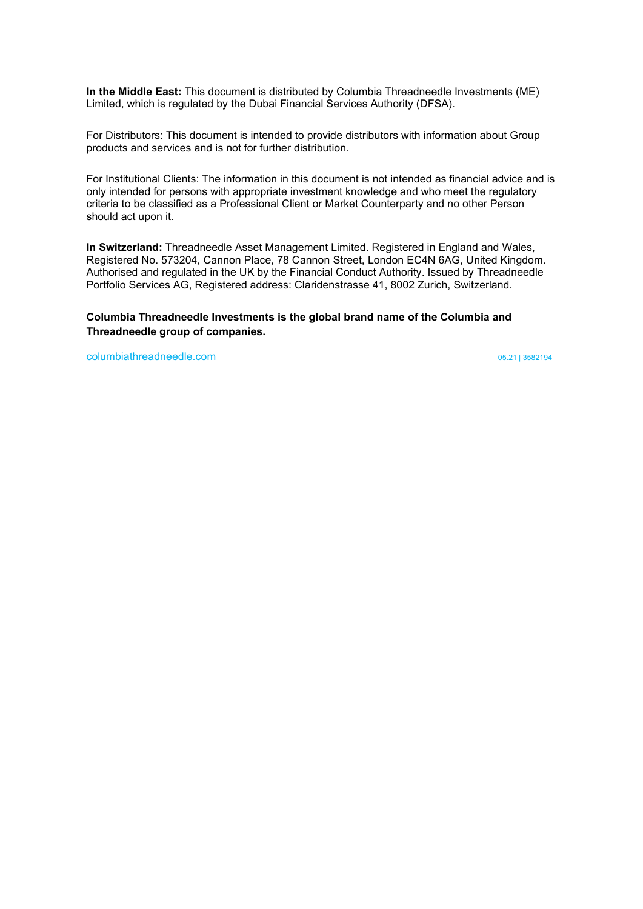**In the Middle East:** This document is distributed by Columbia Threadneedle Investments (ME) Limited, which is regulated by the Dubai Financial Services Authority (DFSA).

For Distributors: This document is intended to provide distributors with information about Group products and services and is not for further distribution.

For Institutional Clients: The information in this document is not intended as financial advice and is only intended for persons with appropriate investment knowledge and who meet the regulatory criteria to be classified as a Professional Client or Market Counterparty and no other Person should act upon it.

**In Switzerland:** Threadneedle Asset Management Limited. Registered in England and Wales, Registered No. 573204, Cannon Place, 78 Cannon Street, London EC4N 6AG, United Kingdom. Authorised and regulated in the UK by the Financial Conduct Authority. Issued by Threadneedle Portfolio Services AG, Registered address: Claridenstrasse 41, 8002 Zurich, Switzerland.

**Columbia Threadneedle Investments is the global brand name of the Columbia and Threadneedle group of companies.**

columbiathreadneedle.com

05.21 | 3582194